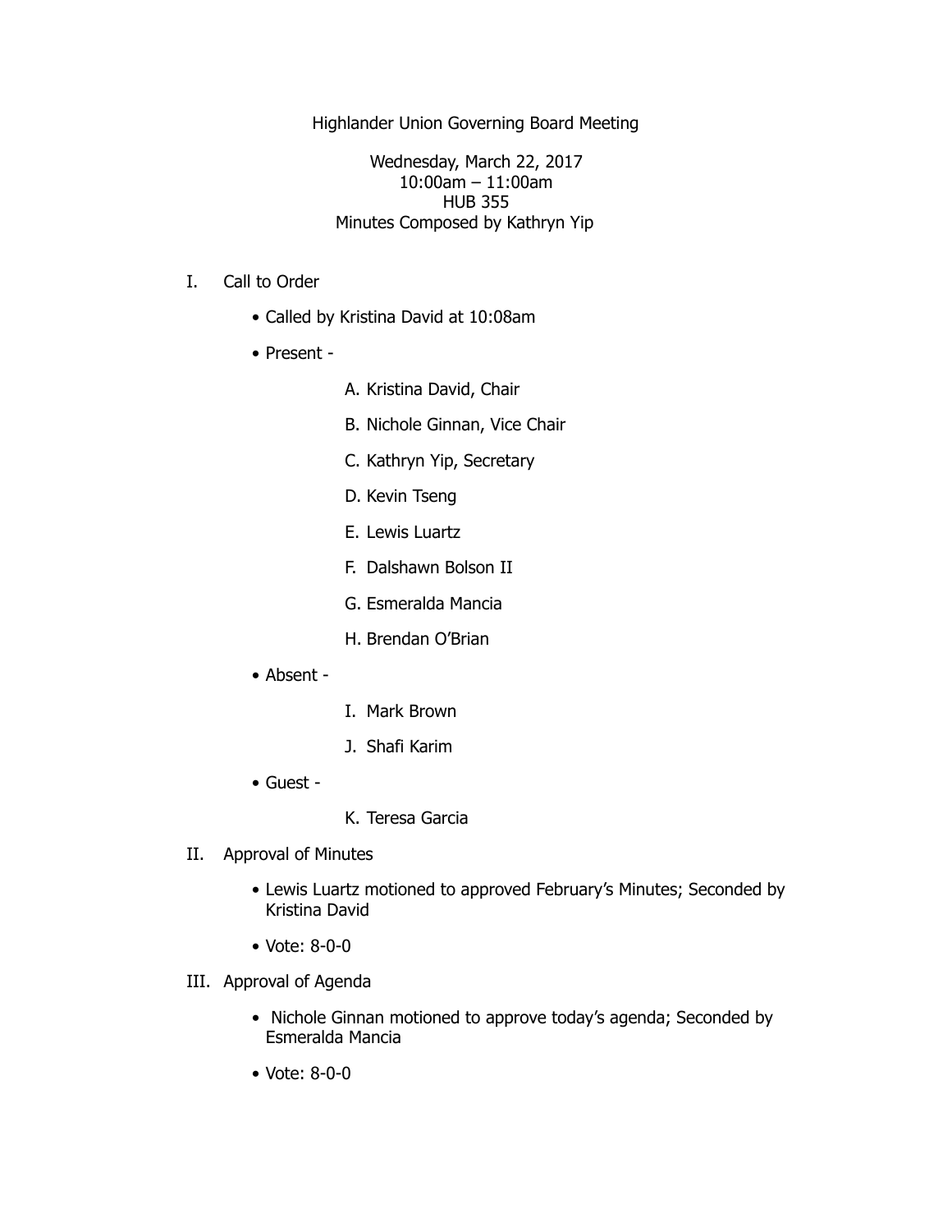Highlander Union Governing Board Meeting

Wednesday, March 22, 2017
10:00am – 11:00am
HUB 355
Minutes Composed by Kathryn Yip

I. Call to Order

- Called by Kristina David at 10:08am
- Present -
    - A. Kristina David, Chair
    - B. Nichole Ginnan, Vice Chair
    - C. Kathryn Yip, Secretary
    - D. Kevin Tseng
    - E. Lewis Luartz
    - F. Dalshawn Bolson II
    - G. Esmeralda Mancia
    - H. Brendan O'Brian
- Absent -
    - I. Mark Brown
    - J. Shafi Karim
- Guest -
    - K. Teresa Garcia

II. Approval of Minutes

- Lewis Luartz motioned to approved February's Minutes; Seconded by Kristina David
- Vote: 8-0-0

III. Approval of Agenda

- Nichole Ginnan motioned to approve today's agenda; Seconded by Esmeralda Mancia
- Vote: 8-0-0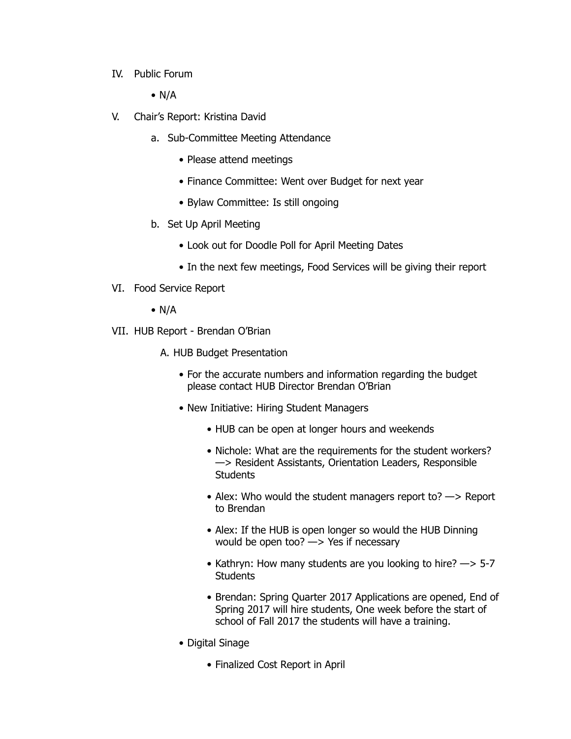IV. Public Forum

- N/A

V. Chair's Report: Kristina David

   a. Sub-Committee Meeting Attendance

      - Please attend meetings
      - Finance Committee: Went over Budget for next year
      - Bylaw Committee: Is still ongoing

   b. Set Up April Meeting

      - Look out for Doodle Poll for April Meeting Dates
      - In the next few meetings, Food Services will be giving their report

VI. Food Service Report

- N/A

VII. HUB Report - Brendan O'Brian

   A. HUB Budget Presentation

      - For the accurate numbers and information regarding the budget please contact HUB Director Brendan O'Brian
      - New Initiative: Hiring Student Managers
         - HUB can be open at longer hours and weekends
         - Nichole: What are the requirements for the student workers? —> Resident Assistants, Orientation Leaders, Responsible Students
         - Alex: Who would the student managers report to? —> Report to Brendan
         - Alex: If the HUB is open longer so would the HUB Dinning would be open too? —> Yes if necessary
         - Kathryn: How many students are you looking to hire? —> 5-7 Students
         - Brendan: Spring Quarter 2017 Applications are opened, End of Spring 2017 will hire students, One week before the start of school of Fall 2017 the students will have a training.
      - Digital Sinage
         - Finalized Cost Report in April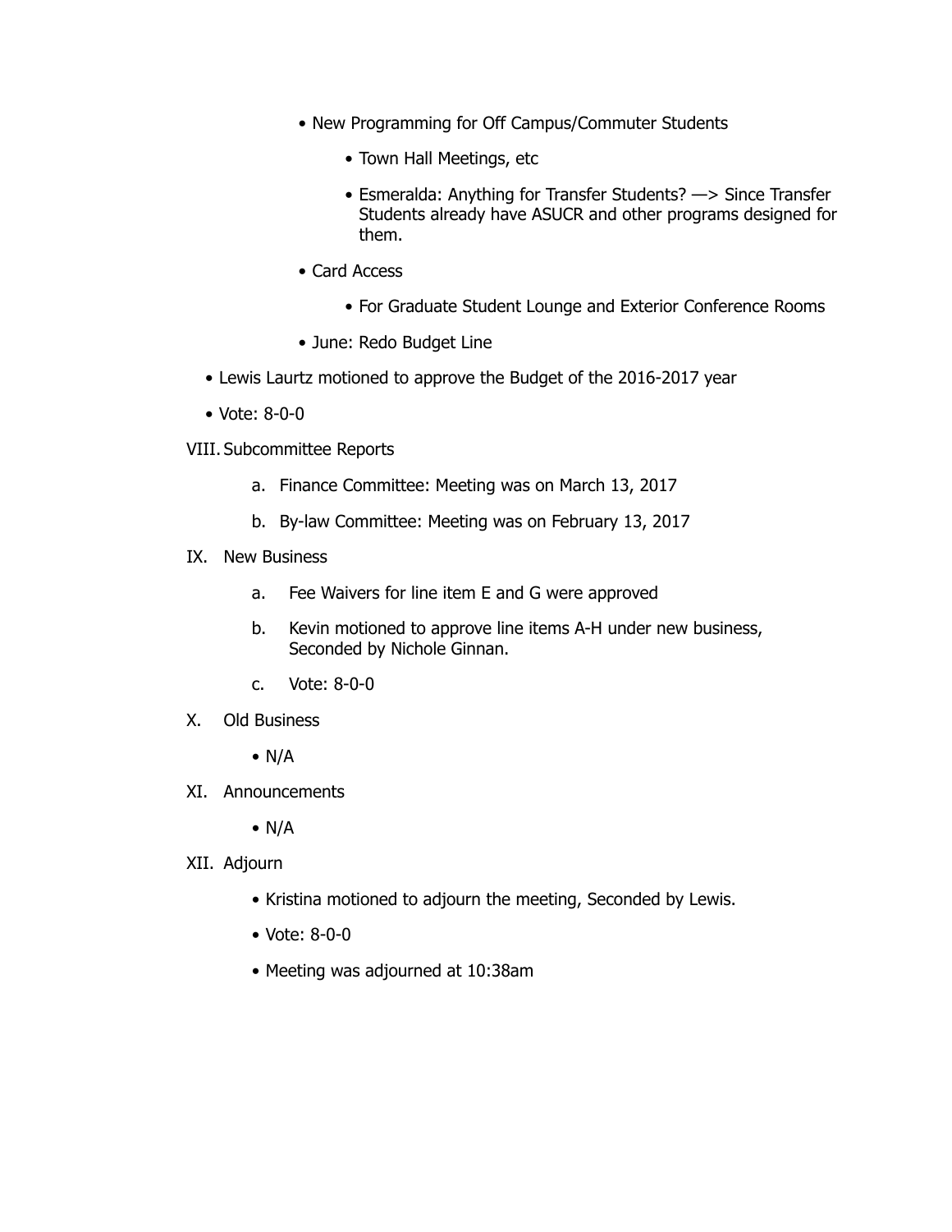- New Programming for Off Campus/Commuter Students
    - Town Hall Meetings, etc
    - Esmeralda: Anything for Transfer Students? —> Since Transfer Students already have ASUCR and other programs designed for them.
- Card Access
    - For Graduate Student Lounge and Exterior Conference Rooms
- June: Redo Budget Line

- Lewis Laurtz motioned to approve the Budget of the 2016-2017 year
- Vote: 8-0-0

VIII. Subcommittee Reports

a. Finance Committee: Meeting was on March 13, 2017

b. By-law Committee: Meeting was on February 13, 2017

IX. New Business

a. Fee Waivers for line item E and G were approved

b. Kevin motioned to approve line items A-H under new business, Seconded by Nichole Ginnan.

c. Vote: 8-0-0

X. Old Business

- N/A

XI. Announcements

- N/A

XII. Adjourn

- Kristina motioned to adjourn the meeting, Seconded by Lewis.
- Vote: 8-0-0
- Meeting was adjourned at 10:38am